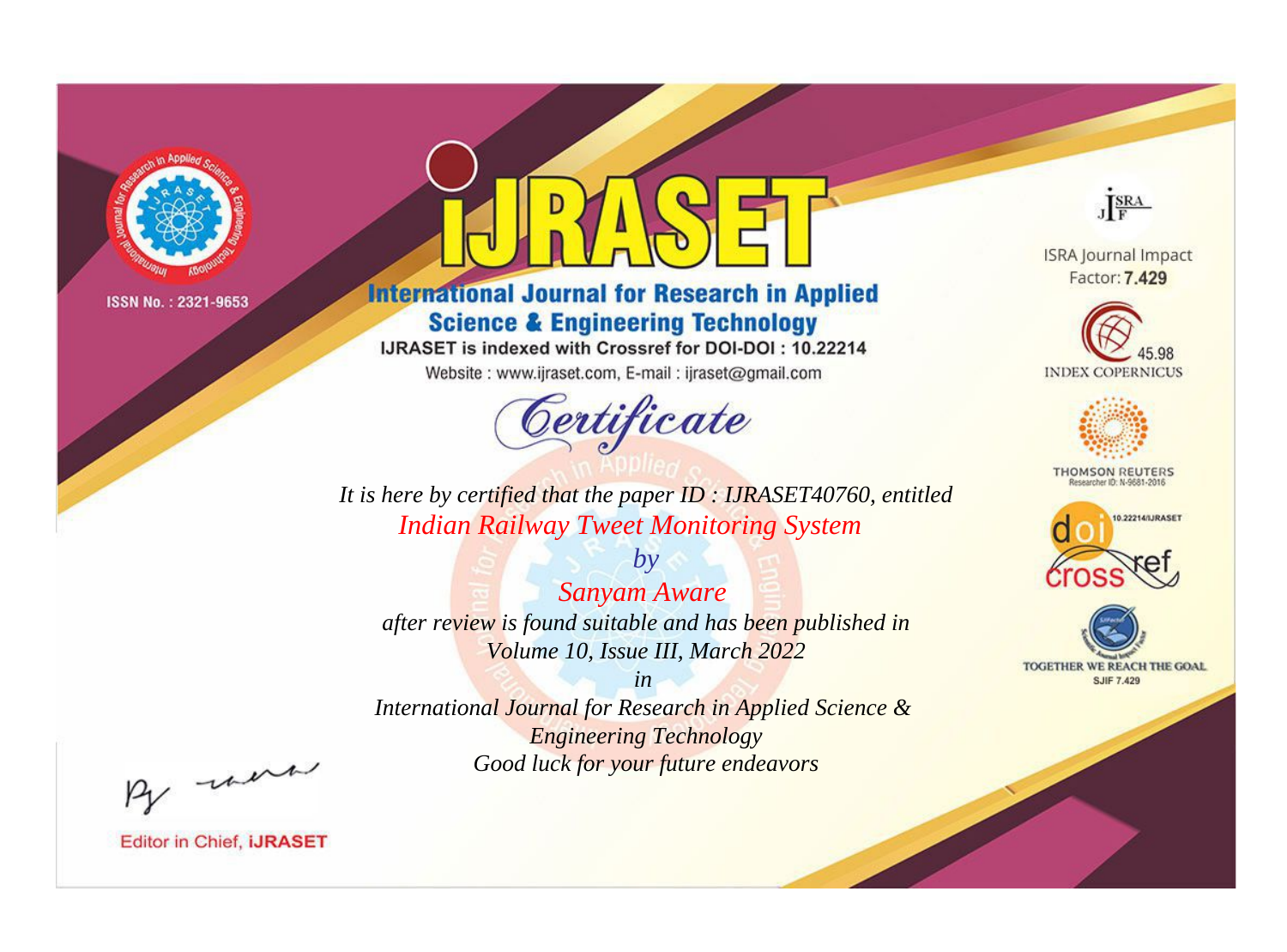ISSN No. : 2321-9653

# iJRASET

## International Journal for Research in Applied Science & Engineering Technology

IJRASET is indexed with Crossref for DOI-DOI : 10.22214

Website : www.ijraset.com, E-mail : ijraset@gmail.com

ISRA Journal Impact Factor: **7.429**

45.98 INDEX COPERNICUS

THOMSON REUTERS Researcher ID: N-9681-2016

10.22214/IJRASET

TOGETHER WE REACH THE GOAL SJIF 7.429

## *Certificate*

*It is here by certified that the paper ID : IJRASET40760, entitled*

*Indian Railway Tweet Monitoring System*

*by*

*Sanyam Aware*

*after review is found suitable and has been published in*

*Volume 10, Issue III, March 2022*

*in*

*International Journal for Research in Applied Science & Engineering Technology*

*Good luck for your future endeavors*

Editor in Chief, **iJRASET**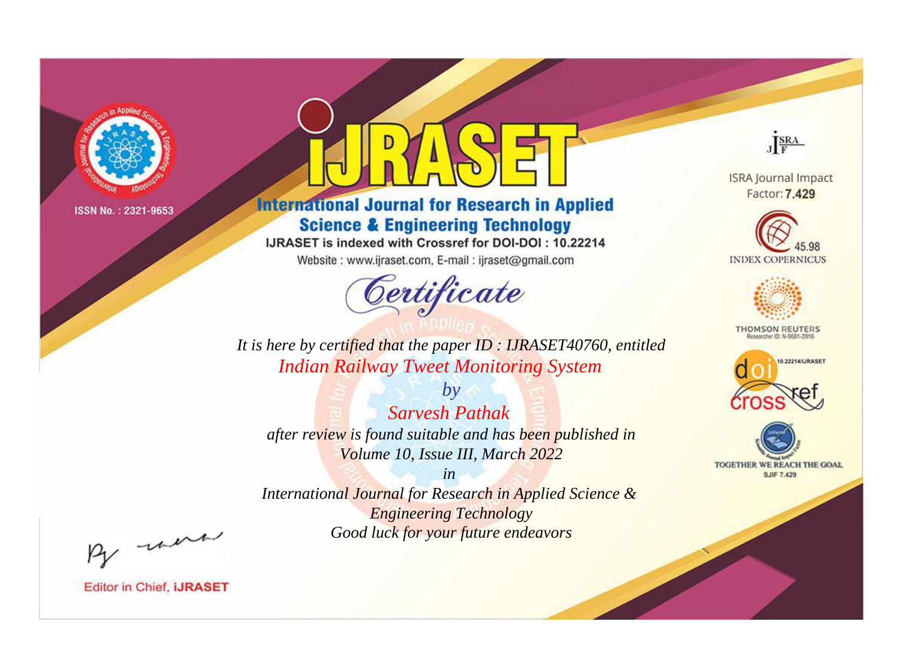ISSN No. : 2321-9653

# IJRASET

## International Journal for Research in Applied Science & Engineering Technology

IJRASET is indexed with Crossref for DOI-DOI : 10.22214

Website : www.ijraset.com, E-mail : ijraset@gmail.com

ISRA Journal Impact Factor: **7.429**

45.98 INDEX COPERNICUS

THOMSON REUTERS Researcher ID: N-9681-2016

10.22214/IJRASET

TOGETHER WE REACH THE GOAL SJIF 7.429

# *Certificate*

*It is here by certified that the paper ID : IJRASET40760, entitled*

*Indian Railway Tweet Monitoring System*

*by*

*Sarvesh Pathak*

*after review is found suitable and has been published in*

*Volume 10, Issue III, March 2022*

*in*

*International Journal for Research in Applied Science & Engineering Technology*

*Good luck for your future endeavors*

Editor in Chief, **iJRASET**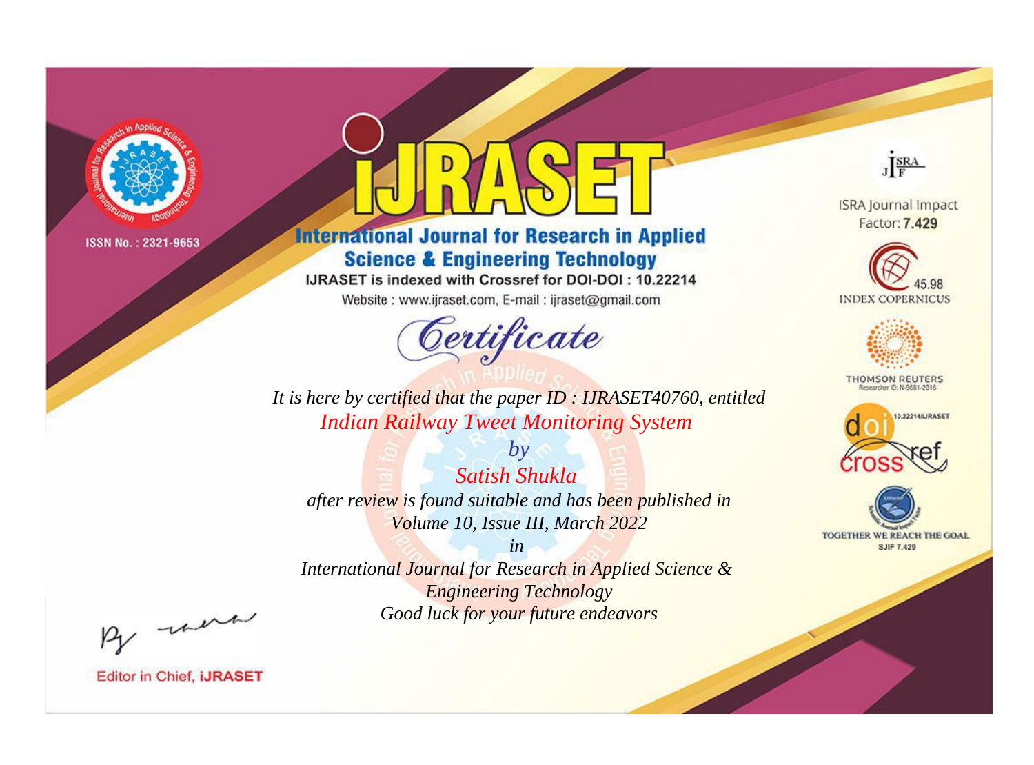ISSN No. : 2321-9653

# iJRASET

## International Journal for Research in Applied Science & Engineering Technology

IJRASET is indexed with Crossref for DOI-DOI : 10.22214

Website : www.ijraset.com, E-mail : ijraset@gmail.com

# Certificate

*It is here by certified that the paper ID : IJRASET40760, entitled*

*Indian Railway Tweet Monitoring System*

*by*

*Satish Shukla*

*after review is found suitable and has been published in*

*Volume 10, Issue III, March 2022*

*in*

*International Journal for Research in Applied Science & Engineering Technology*

*Good luck for your future endeavors*

ISRA Journal Impact Factor: **7.429**

45.98 INDEX COPERNICUS

THOMSON REUTERS Researcher ID: N-9681-2016

10.22214/IJRASET

TOGETHER WE REACH THE GOAL SJIF 7.429

Editor in Chief, **iJRASET**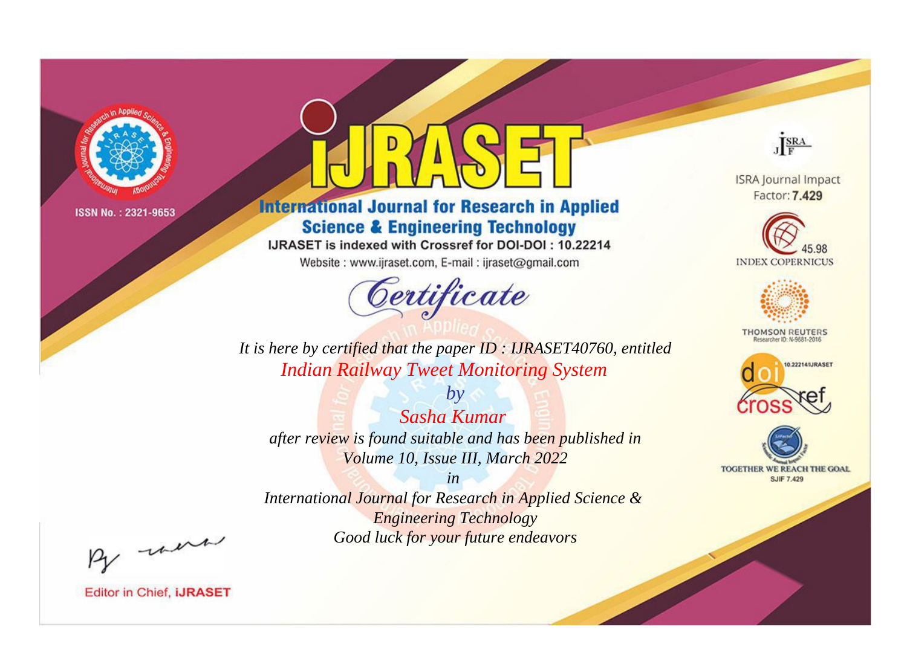ISSN No. : 2321-9653

# iJRASET

## International Journal for Research in Applied Science & Engineering Technology

IJRASET is indexed with Crossref for DOI-DOI : 10.22214

Website : www.ijraset.com, E-mail : ijraset@gmail.com

# Certificate

*It is here by certified that the paper ID : IJRASET40760, entitled*

*Indian Railway Tweet Monitoring System*

*by*

*Sasha Kumar*

*after review is found suitable and has been published in*

*Volume 10, Issue III, March 2022*

*in*

*International Journal for Research in Applied Science & Engineering Technology*

*Good luck for your future endeavors*

ISRA Journal Impact Factor: **7.429**

45.98 INDEX COPERNICUS

THOMSON REUTERS Researcher ID: N-9681-2016

10.22214/IJRASET

TOGETHER WE REACH THE GOAL SJIF 7.429

Editor in Chief, **iJRASET**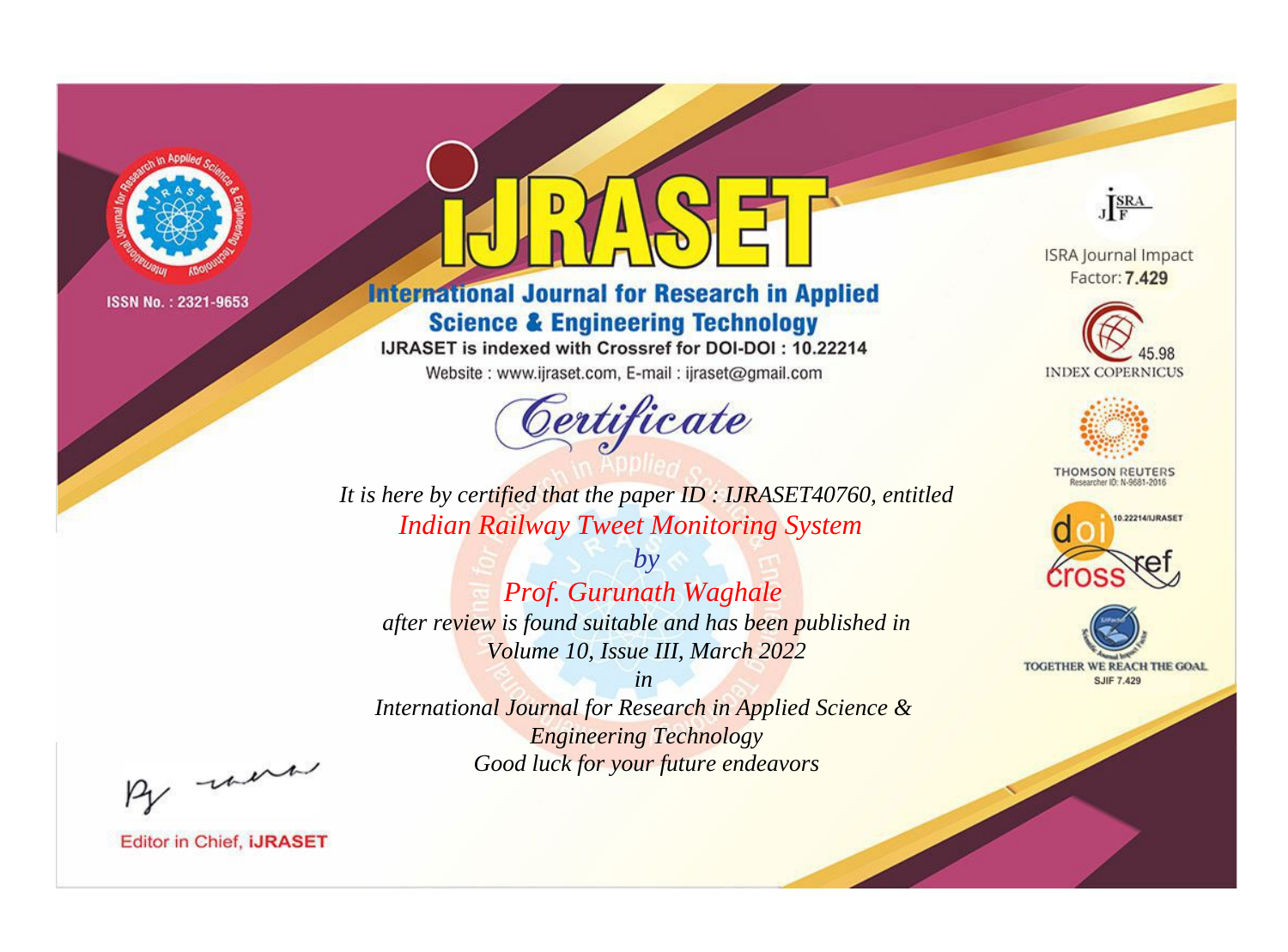ISSN No. : 2321-9653

# iJRASET

## International Journal for Research in Applied Science & Engineering Technology

IJRASET is indexed with Crossref for DOI-DOI : 10.22214

Website : www.ijraset.com, E-mail : ijraset@gmail.com

*Certificate*

*It is here by certified that the paper ID : IJRASET40760, entitled*

*Indian Railway Tweet Monitoring System*

*by*

*Prof. Gurunath Waghale*

*after review is found suitable and has been published in*

*Volume 10, Issue III, March 2022*

*in*

*International Journal for Research in Applied Science & Engineering Technology*

*Good luck for your future endeavors*

ISRA Journal Impact Factor: **7.429**

45.98 INDEX COPERNICUS

THOMSON REUTERS Researcher ID: N-9681-2016

10.22214/IJRASET

TOGETHER WE REACH THE GOAL SJIF 7.429

Editor in Chief, **iJRASET**